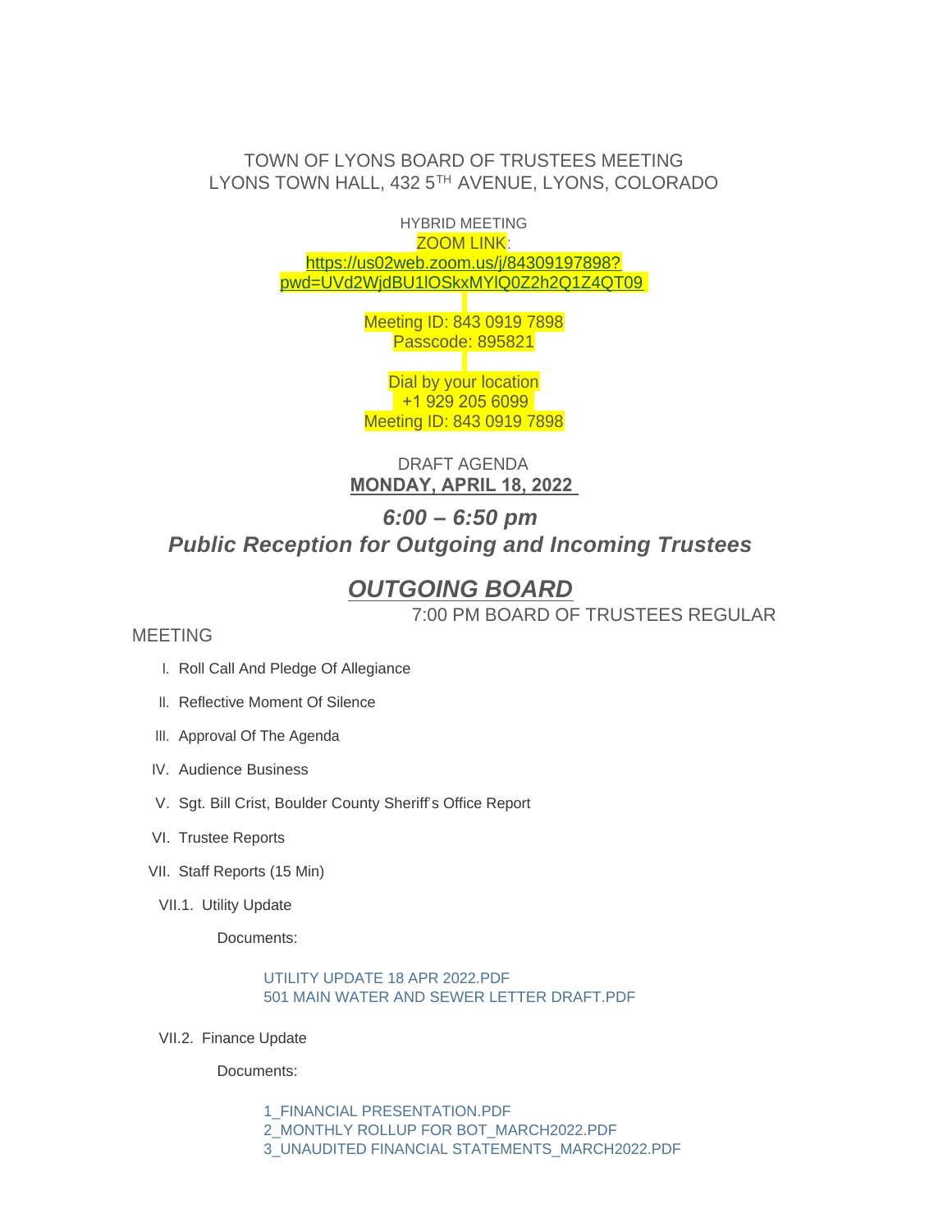TOWN OF LYONS BOARD OF TRUSTEES MEETING
LYONS TOWN HALL, 432 5TH AVENUE, LYONS, COLORADO

HYBRID MEETING
ZOOM LINK:
https://us02web.zoom.us/j/84309197898?pwd=UVd2WjdBU1lOSkxMYlQ0Z2h2Q1Z4QT09

Meeting ID: 843 0919 7898
Passcode: 895821

Dial by your location
+1 929 205 6099
Meeting ID: 843 0919 7898

DRAFT AGENDA
**MONDAY, APRIL 18, 2022**

***6:00 – 6:50 pm***
***Public Reception for Outgoing and Incoming Trustees***

## ***OUTGOING BOARD***

7:00 PM BOARD OF TRUSTEES REGULAR MEETING

I. Roll Call And Pledge Of Allegiance

II. Reflective Moment Of Silence

III. Approval Of The Agenda

IV. Audience Business

V. Sgt. Bill Crist, Boulder County Sheriff's Office Report

VI. Trustee Reports

VII. Staff Reports (15 Min)

VII.1. Utility Update

Documents:

UTILITY UPDATE 18 APR 2022.PDF
501 MAIN WATER AND SEWER LETTER DRAFT.PDF

VII.2. Finance Update

Documents:

1_FINANCIAL PRESENTATION.PDF
2_MONTHLY ROLLUP FOR BOT_MARCH2022.PDF
3_UNAUDITED FINANCIAL STATEMENTS_MARCH2022.PDF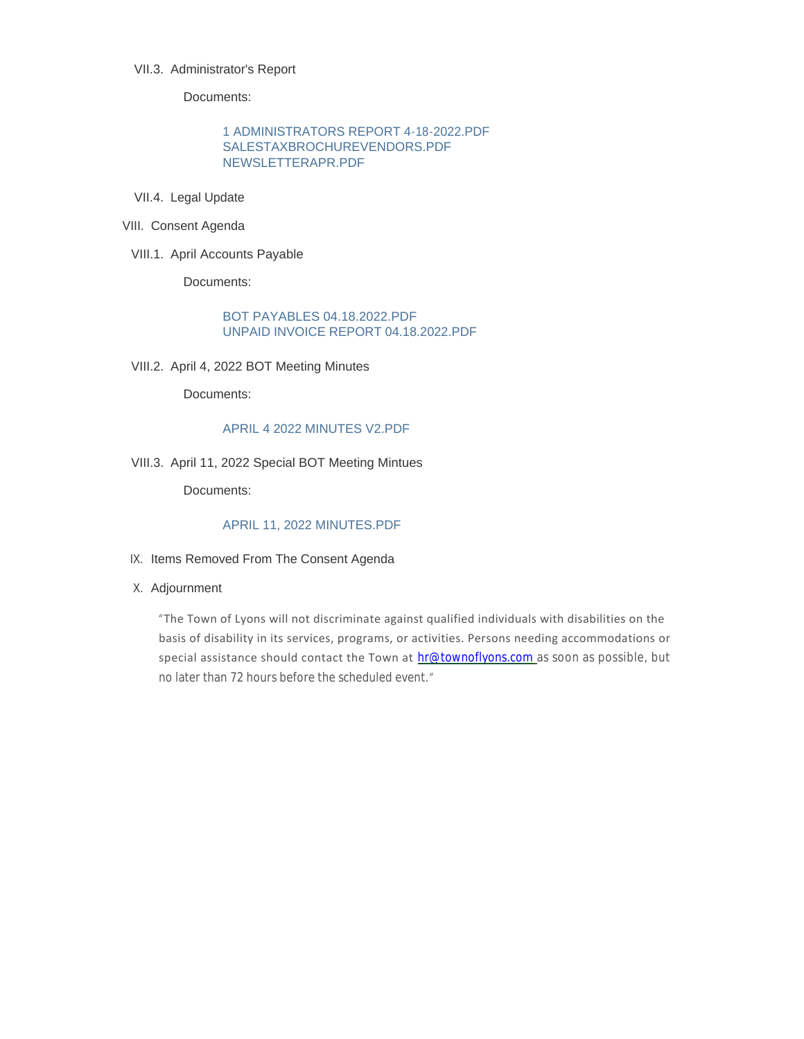VII.3. Administrator's Report

Documents:

1 ADMINISTRATORS REPORT 4-18-2022.PDF
SALESTAXBROCHUREVENDORS.PDF
NEWSLETTERAPR.PDF

VII.4. Legal Update

VIII. Consent Agenda

VIII.1. April Accounts Payable

Documents:

BOT PAYABLES 04.18.2022.PDF
UNPAID INVOICE REPORT 04.18.2022.PDF

VIII.2. April 4, 2022 BOT Meeting Minutes

Documents:

APRIL 4 2022 MINUTES V2.PDF

VIII.3. April 11, 2022 Special BOT Meeting Mintues

Documents:

APRIL 11, 2022 MINUTES.PDF

IX. Items Removed From The Consent Agenda

X. Adjournment

"The Town of Lyons will not discriminate against qualified individuals with disabilities on the basis of disability in its services, programs, or activities. Persons needing accommodations or special assistance should contact the Town at hr@townoflyons.com as soon as possible, but no later than 72 hours before the scheduled event."